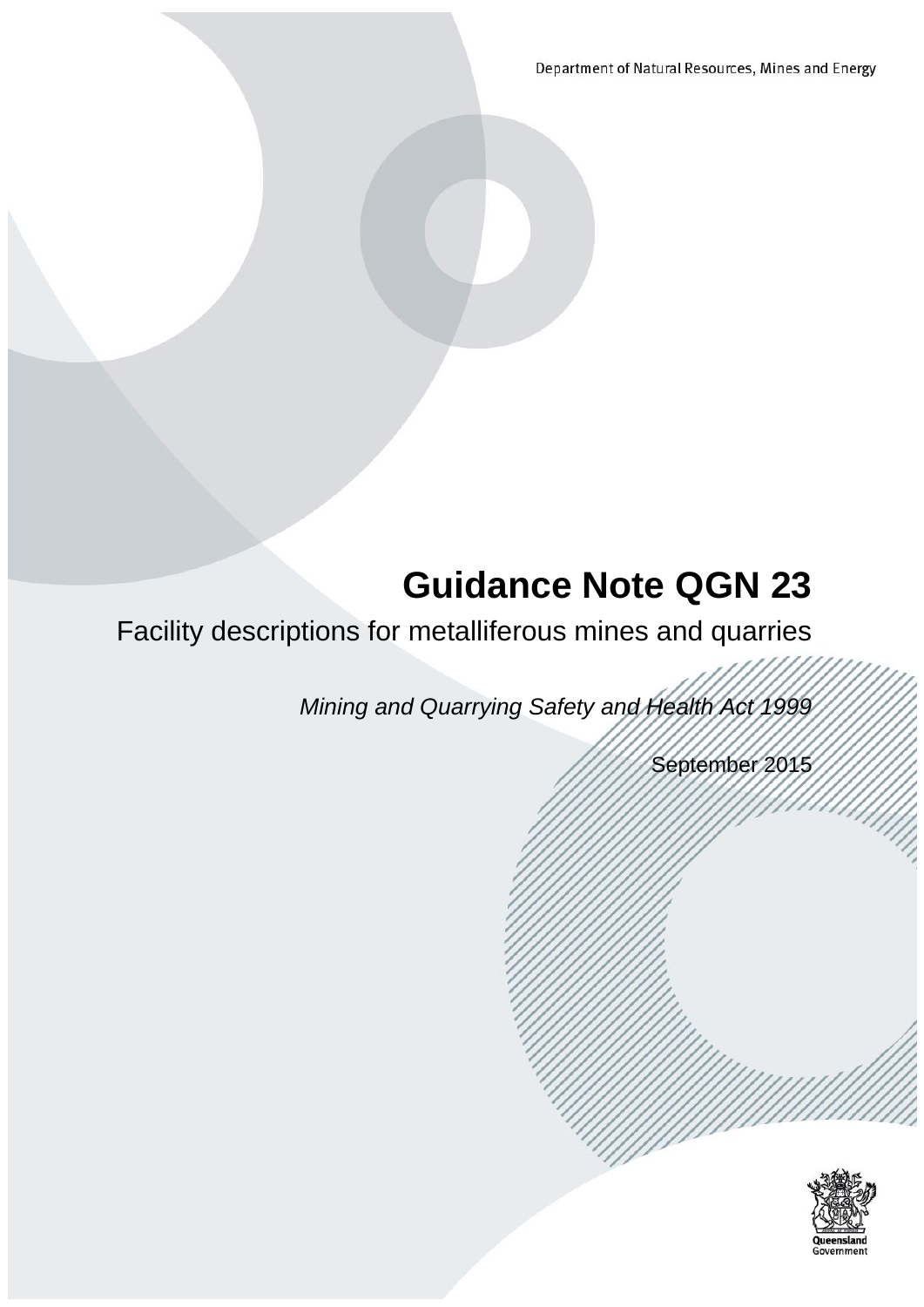Department of Natural Resources, Mines and Energy

# Guidance Note QGN 23

## Facility descriptions for metalliferous mines and quarries

*Mining and Quarrying Safety and Health Act 1999*

September 2015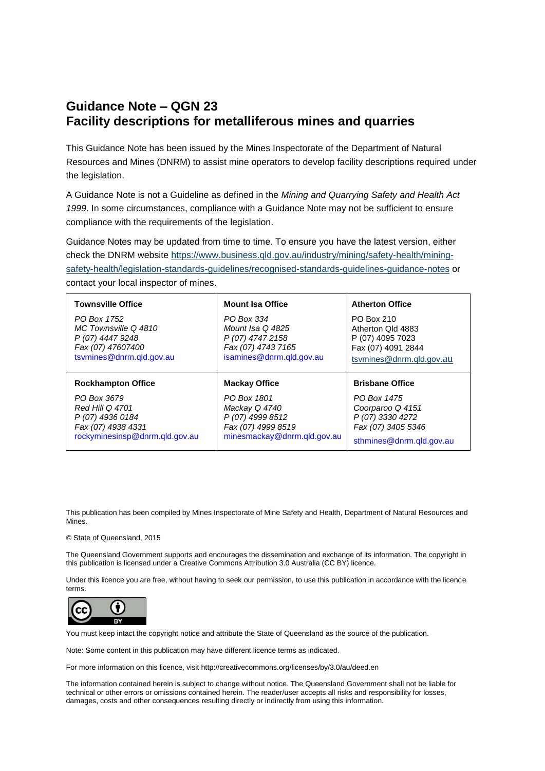# Guidance Note – QGN 23
# Facility descriptions for metalliferous mines and quarries

This Guidance Note has been issued by the Mines Inspectorate of the Department of Natural Resources and Mines (DNRM) to assist mine operators to develop facility descriptions required under the legislation.

A Guidance Note is not a Guideline as defined in the *Mining and Quarrying Safety and Health Act 1999*. In some circumstances, compliance with a Guidance Note may not be sufficient to ensure compliance with the requirements of the legislation.

Guidance Notes may be updated from time to time. To ensure you have the latest version, either check the DNRM website https://www.business.qld.gov.au/industry/mining/safety-health/mining-safety-health/legislation-standards-guidelines/recognised-standards-guidelines-guidance-notes or contact your local inspector of mines.

| | | |
|---|---|---|
| **Townsville Office**<br>*PO Box 1752*<br>*MC Townsville Q 4810*<br>*P (07) 4447 9248*<br>*Fax (07) 47607400*<br>tsvmines@dnrm.qld.gov.au | **Mount Isa Office**<br>*PO Box 334*<br>*Mount Isa Q 4825*<br>*P (07) 4747 2158*<br>*Fax (07) 4743 7165*<br>isamines@dnrm.qld.gov.au | **Atherton Office**<br>PO Box 210<br>Atherton Qld 4883<br>P (07) 4095 7023<br>Fax (07) 4091 2844<br>tsvmines@dnrm.qld.gov.au |
| **Rockhampton Office**<br>*PO Box 3679*<br>*Red Hill Q 4701*<br>*P (07) 4936 0184*<br>*Fax (07) 4938 4331*<br>rockyminesinsp@dnrm.qld.gov.au | **Mackay Office**<br>*PO Box 1801*<br>*Mackay Q 4740*<br>*P (07) 4999 8512*<br>*Fax (07) 4999 8519*<br>minesmackay@dnrm.qld.gov.au | **Brisbane Office**<br>*PO Box 1475*<br>*Coorparoo Q 4151*<br>*P (07) 3330 4272*<br>*Fax (07) 3405 5346*<br>sthmines@dnrm.qld.gov.au |

This publication has been compiled by Mines Inspectorate of Mine Safety and Health, Department of Natural Resources and Mines.

© State of Queensland, 2015

The Queensland Government supports and encourages the dissemination and exchange of its information. The copyright in this publication is licensed under a Creative Commons Attribution 3.0 Australia (CC BY) licence.

Under this licence you are free, without having to seek our permission, to use this publication in accordance with the licence terms.

You must keep intact the copyright notice and attribute the State of Queensland as the source of the publication.

Note: Some content in this publication may have different licence terms as indicated.

For more information on this licence, visit http://creativecommons.org/licenses/by/3.0/au/deed.en

The information contained herein is subject to change without notice. The Queensland Government shall not be liable for technical or other errors or omissions contained herein. The reader/user accepts all risks and responsibility for losses, damages, costs and other consequences resulting directly or indirectly from using this information.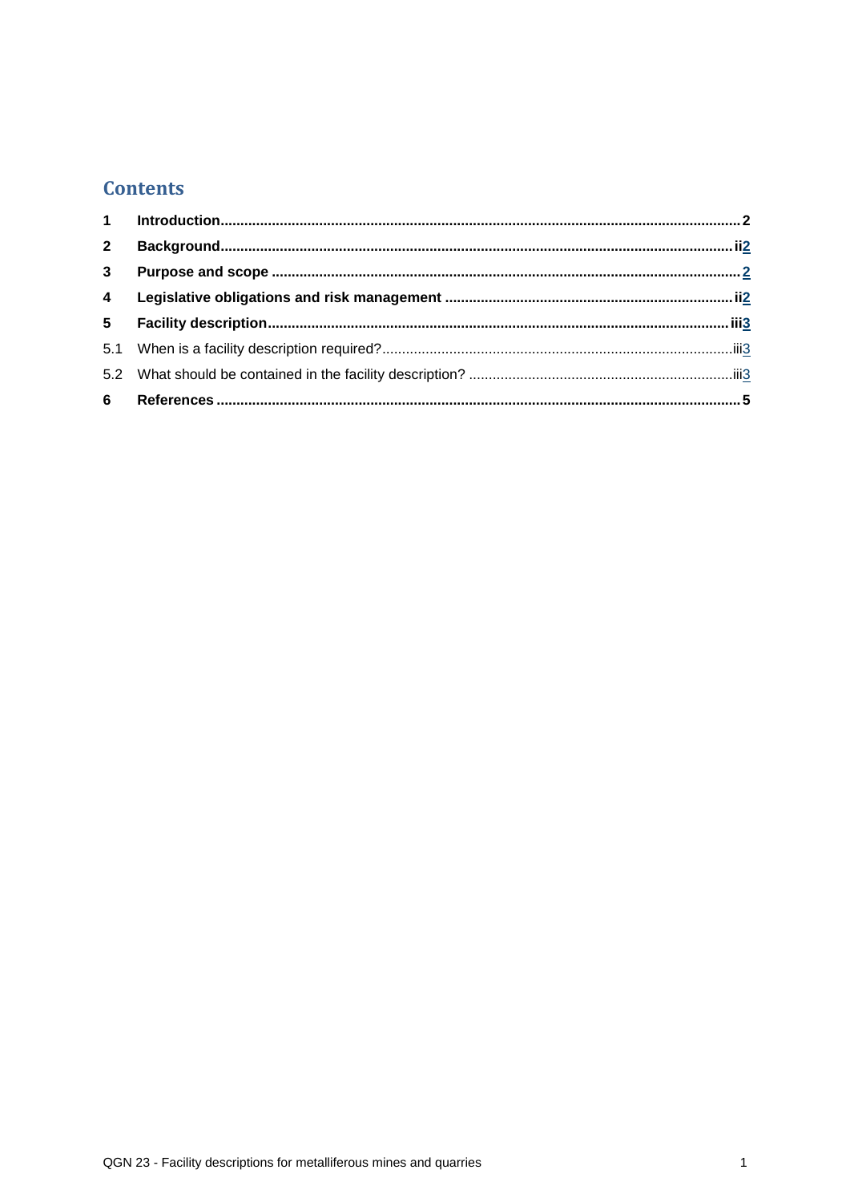## Contents

1 **Introduction** .................................................................................. 2

2 **Background** .................................................................................. ii2

3 **Purpose and scope** .................................................................................. 2

4 **Legislative obligations and risk management** .................................................................................. ii2

5 **Facility description** .................................................................................. iii3

5.1 When is a facility description required? .................................................................................. iii3

5.2 What should be contained in the facility description? .................................................................................. iii3

6 **References** .................................................................................. 5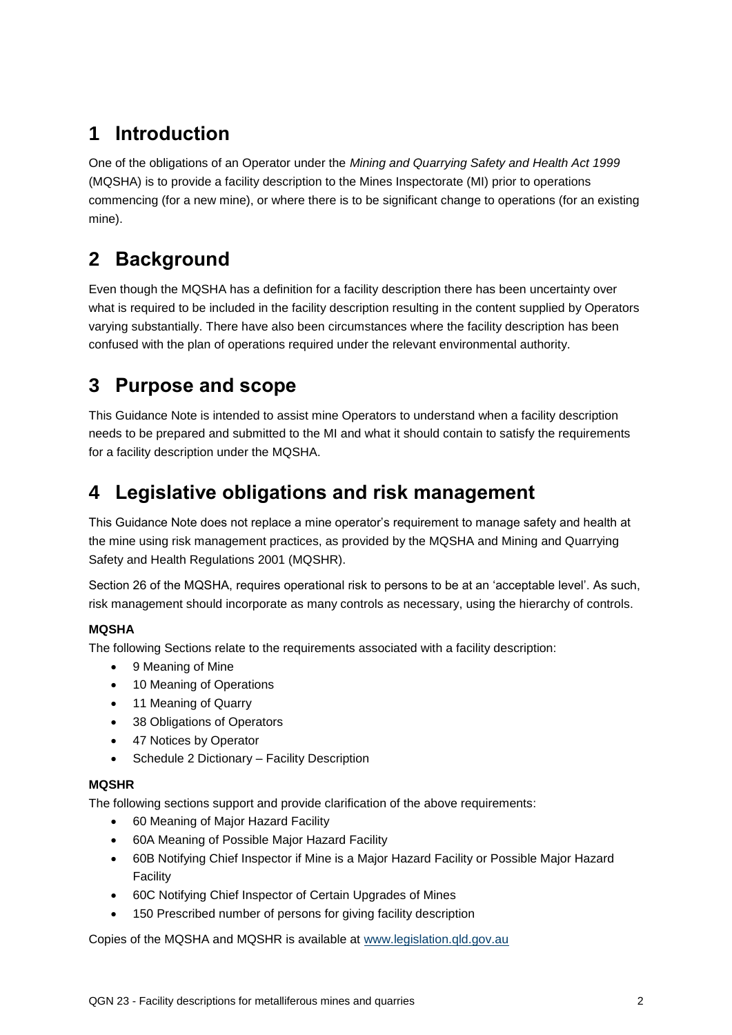# 1 Introduction

One of the obligations of an Operator under the *Mining and Quarrying Safety and Health Act 1999* (MQSHA) is to provide a facility description to the Mines Inspectorate (MI) prior to operations commencing (for a new mine), or where there is to be significant change to operations (for an existing mine).

# 2 Background

Even though the MQSHA has a definition for a facility description there has been uncertainty over what is required to be included in the facility description resulting in the content supplied by Operators varying substantially. There have also been circumstances where the facility description has been confused with the plan of operations required under the relevant environmental authority.

# 3 Purpose and scope

This Guidance Note is intended to assist mine Operators to understand when a facility description needs to be prepared and submitted to the MI and what it should contain to satisfy the requirements for a facility description under the MQSHA.

# 4 Legislative obligations and risk management

This Guidance Note does not replace a mine operator's requirement to manage safety and health at the mine using risk management practices, as provided by the MQSHA and Mining and Quarrying Safety and Health Regulations 2001 (MQSHR).

Section 26 of the MQSHA, requires operational risk to persons to be at an 'acceptable level'. As such, risk management should incorporate as many controls as necessary, using the hierarchy of controls.

**MQSHA**

The following Sections relate to the requirements associated with a facility description:

- 9 Meaning of Mine
- 10 Meaning of Operations
- 11 Meaning of Quarry
- 38 Obligations of Operators
- 47 Notices by Operator
- Schedule 2 Dictionary – Facility Description

**MQSHR**

The following sections support and provide clarification of the above requirements:

- 60 Meaning of Major Hazard Facility
- 60A Meaning of Possible Major Hazard Facility
- 60B Notifying Chief Inspector if Mine is a Major Hazard Facility or Possible Major Hazard Facility
- 60C Notifying Chief Inspector of Certain Upgrades of Mines
- 150 Prescribed number of persons for giving facility description

Copies of the MQSHA and MQSHR is available at [www.legislation.qld.gov.au](www.legislation.qld.gov.au)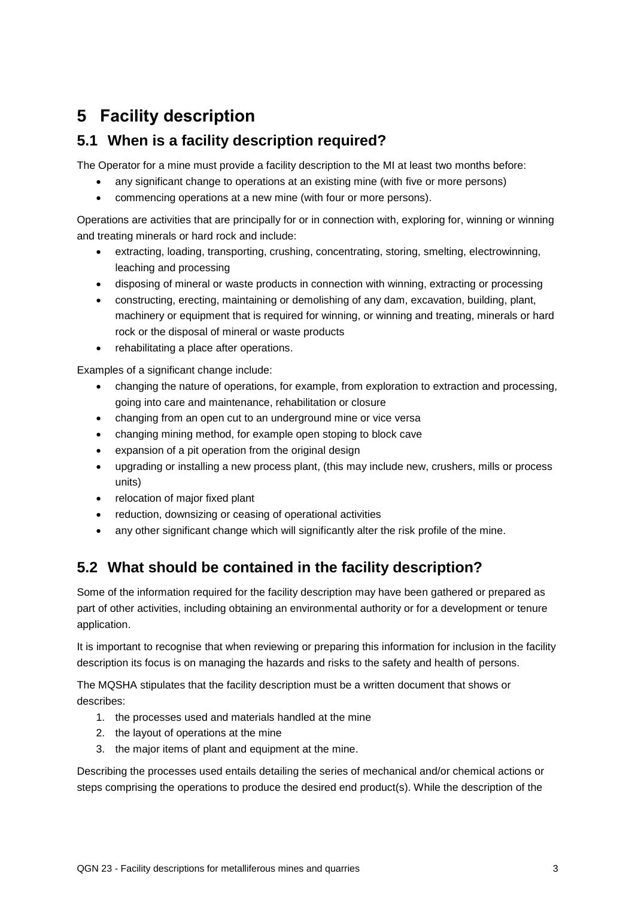# 5 Facility description

## 5.1 When is a facility description required?

The Operator for a mine must provide a facility description to the MI at least two months before:

- any significant change to operations at an existing mine (with five or more persons)
- commencing operations at a new mine (with four or more persons).

Operations are activities that are principally for or in connection with, exploring for, winning or winning and treating minerals or hard rock and include:

- extracting, loading, transporting, crushing, concentrating, storing, smelting, electrowinning, leaching and processing
- disposing of mineral or waste products in connection with winning, extracting or processing
- constructing, erecting, maintaining or demolishing of any dam, excavation, building, plant, machinery or equipment that is required for winning, or winning and treating, minerals or hard rock or the disposal of mineral or waste products
- rehabilitating a place after operations.

Examples of a significant change include:

- changing the nature of operations, for example, from exploration to extraction and processing, going into care and maintenance, rehabilitation or closure
- changing from an open cut to an underground mine or vice versa
- changing mining method, for example open stoping to block cave
- expansion of a pit operation from the original design
- upgrading or installing a new process plant, (this may include new, crushers, mills or process units)
- relocation of major fixed plant
- reduction, downsizing or ceasing of operational activities
- any other significant change which will significantly alter the risk profile of the mine.

## 5.2 What should be contained in the facility description?

Some of the information required for the facility description may have been gathered or prepared as part of other activities, including obtaining an environmental authority or for a development or tenure application.

It is important to recognise that when reviewing or preparing this information for inclusion in the facility description its focus is on managing the hazards and risks to the safety and health of persons.

The MQSHA stipulates that the facility description must be a written document that shows or describes:

1. the processes used and materials handled at the mine
2. the layout of operations at the mine
3. the major items of plant and equipment at the mine.

Describing the processes used entails detailing the series of mechanical and/or chemical actions or steps comprising the operations to produce the desired end product(s). While the description of the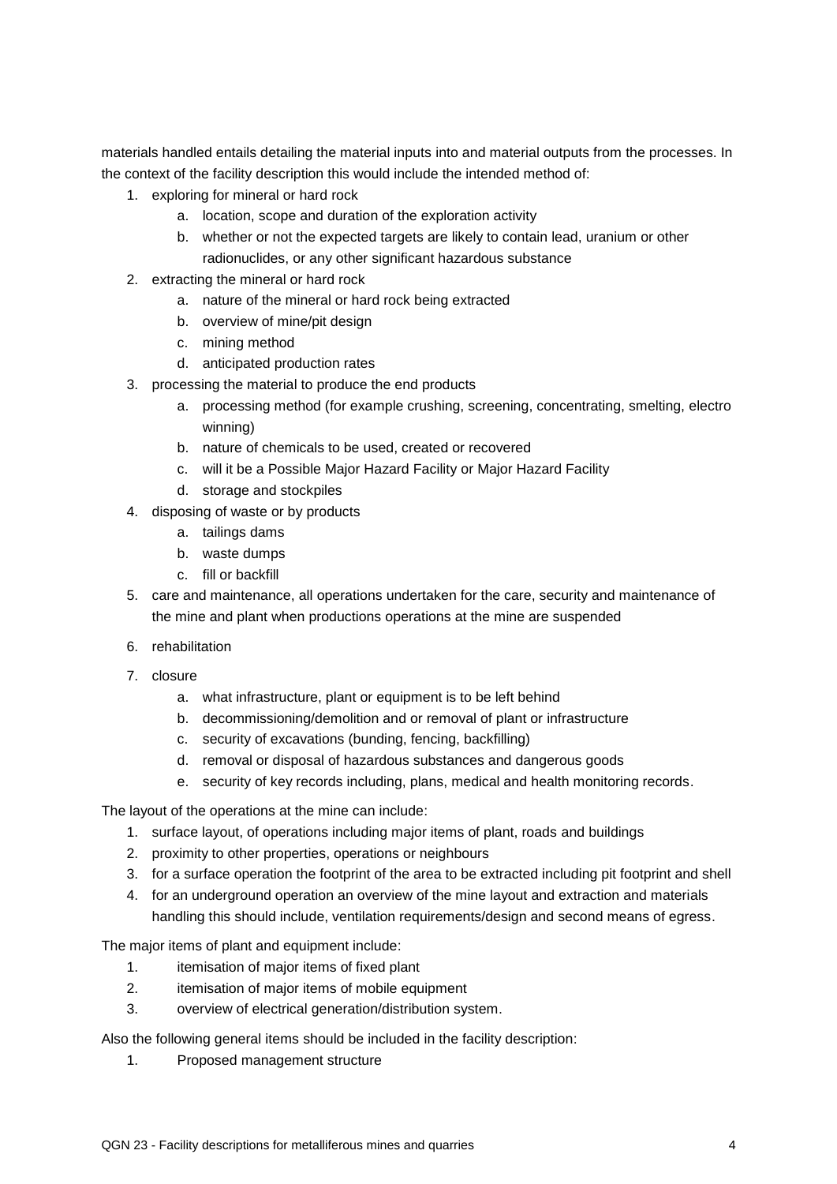materials handled entails detailing the material inputs into and material outputs from the processes. In the context of the facility description this would include the intended method of:

1. exploring for mineral or hard rock
    a. location, scope and duration of the exploration activity
    b. whether or not the expected targets are likely to contain lead, uranium or other radionuclides, or any other significant hazardous substance
2. extracting the mineral or hard rock
    a. nature of the mineral or hard rock being extracted
    b. overview of mine/pit design
    c. mining method
    d. anticipated production rates
3. processing the material to produce the end products
    a. processing method (for example crushing, screening, concentrating, smelting, electro winning)
    b. nature of chemicals to be used, created or recovered
    c. will it be a Possible Major Hazard Facility or Major Hazard Facility
    d. storage and stockpiles
4. disposing of waste or by products
    a. tailings dams
    b. waste dumps
    c. fill or backfill
5. care and maintenance, all operations undertaken for the care, security and maintenance of the mine and plant when productions operations at the mine are suspended
6. rehabilitation
7. closure
    a. what infrastructure, plant or equipment is to be left behind
    b. decommissioning/demolition and or removal of plant or infrastructure
    c. security of excavations (bunding, fencing, backfilling)
    d. removal or disposal of hazardous substances and dangerous goods
    e. security of key records including, plans, medical and health monitoring records.

The layout of the operations at the mine can include:

1. surface layout, of operations including major items of plant, roads and buildings
2. proximity to other properties, operations or neighbours
3. for a surface operation the footprint of the area to be extracted including pit footprint and shell
4. for an underground operation an overview of the mine layout and extraction and materials handling this should include, ventilation requirements/design and second means of egress.

The major items of plant and equipment include:

1. itemisation of major items of fixed plant
2. itemisation of major items of mobile equipment
3. overview of electrical generation/distribution system.

Also the following general items should be included in the facility description:

1. Proposed management structure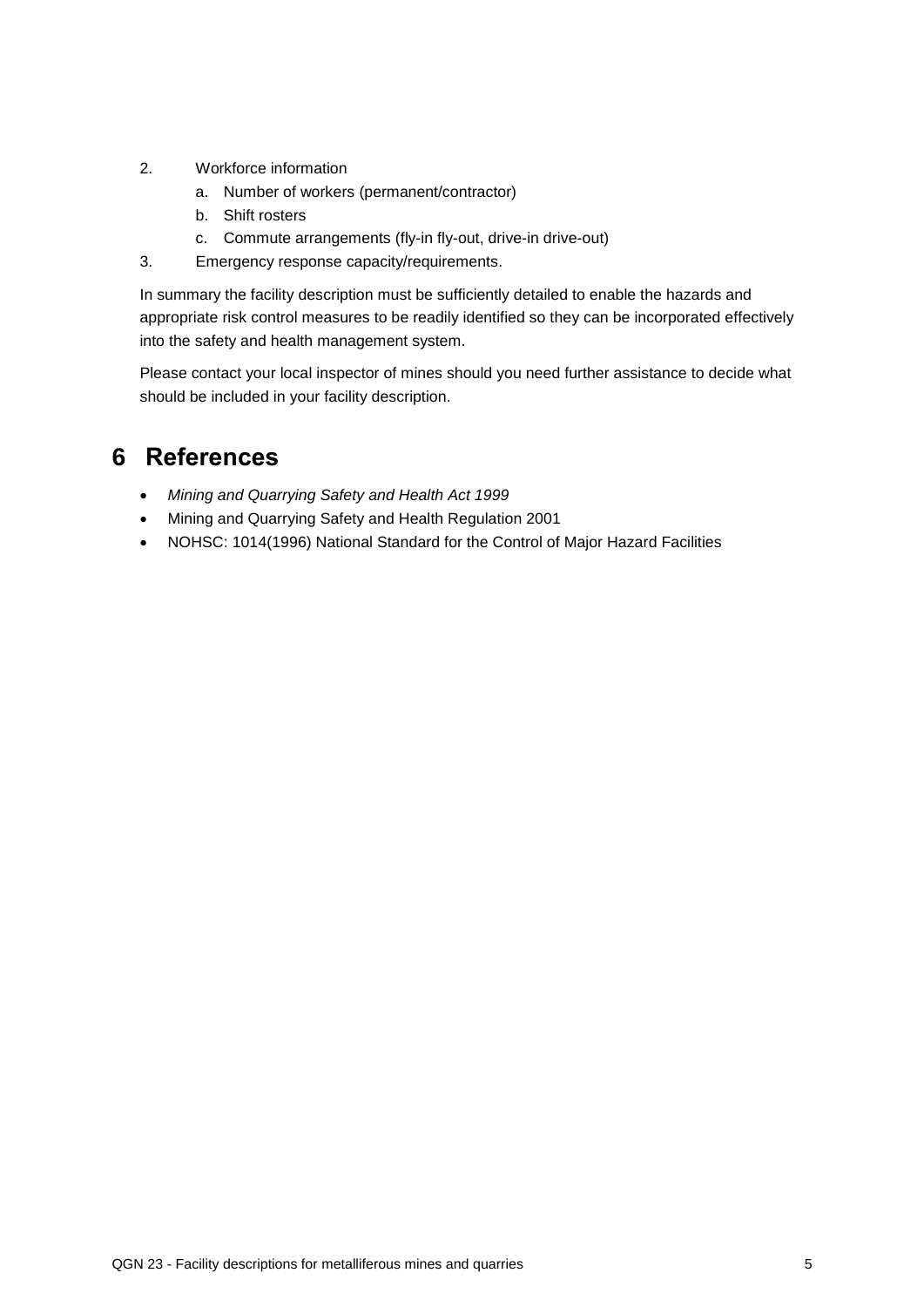2. Workforce information
    a. Number of workers (permanent/contractor)
    b. Shift rosters
    c. Commute arrangements (fly-in fly-out, drive-in drive-out)
3. Emergency response capacity/requirements.

In summary the facility description must be sufficiently detailed to enable the hazards and appropriate risk control measures to be readily identified so they can be incorporated effectively into the safety and health management system.

Please contact your local inspector of mines should you need further assistance to decide what should be included in your facility description.

# 6 References

- *Mining and Quarrying Safety and Health Act 1999*
- Mining and Quarrying Safety and Health Regulation 2001
- NOHSC: 1014(1996) National Standard for the Control of Major Hazard Facilities